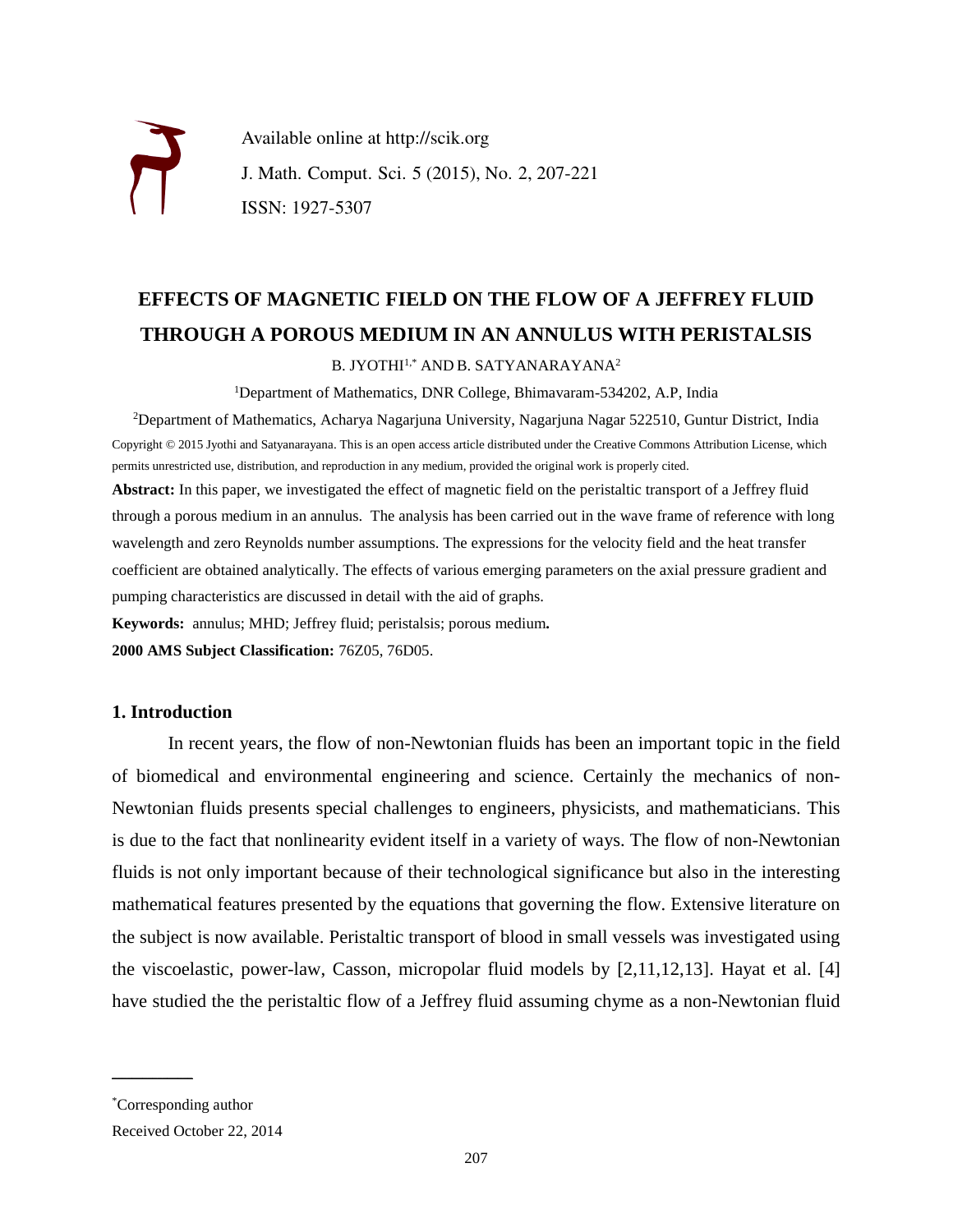Available online at http://scik.org

J. Math. Comput. Sci. 5 (2015), No. 2, 207-221

ISSN: 1927-5307

# EFFECTS OF MAGNETIC FIELD ON THE FLOW OF A JEFFREY FLUID THROUGH A POROUS MEDIUM IN AN ANNULUS WITH PERISTALSIS

B. JYOTHI[1,*] AND B. SATYANARAYANA[2]

[1]Department of Mathematics, DNR College, Bhimavaram-534202, A.P, India

[2]Department of Mathematics, Acharya Nagarjuna University, Nagarjuna Nagar 522510, Guntur District, India

Copyright © 2015 Jyothi and Satyanarayana. This is an open access article distributed under the Creative Commons Attribution License, which permits unrestricted use, distribution, and reproduction in any medium, provided the original work is properly cited.

**Abstract:** In this paper, we investigated the effect of magnetic field on the peristaltic transport of a Jeffrey fluid through a porous medium in an annulus. The analysis has been carried out in the wave frame of reference with long wavelength and zero Reynolds number assumptions. The expressions for the velocity field and the heat transfer coefficient are obtained analytically. The effects of various emerging parameters on the axial pressure gradient and pumping characteristics are discussed in detail with the aid of graphs.

**Keywords:** annulus; MHD; Jeffrey fluid; peristalsis; porous medium.

**2000 AMS Subject Classification:** 76Z05, 76D05.

## 1. Introduction

In recent years, the flow of non-Newtonian fluids has been an important topic in the field of biomedical and environmental engineering and science. Certainly the mechanics of non-Newtonian fluids presents special challenges to engineers, physicists, and mathematicians. This is due to the fact that nonlinearity evident itself in a variety of ways. The flow of non-Newtonian fluids is not only important because of their technological significance but also in the interesting mathematical features presented by the equations that governing the flow. Extensive literature on the subject is now available. Peristaltic transport of blood in small vessels was investigated using the viscoelastic, power-law, Casson, micropolar fluid models by [2,11,12,13]. Hayat et al. [4] have studied the the peristaltic flow of a Jeffrey fluid assuming chyme as a non-Newtonian fluid

*Corresponding author

Received October 22, 2014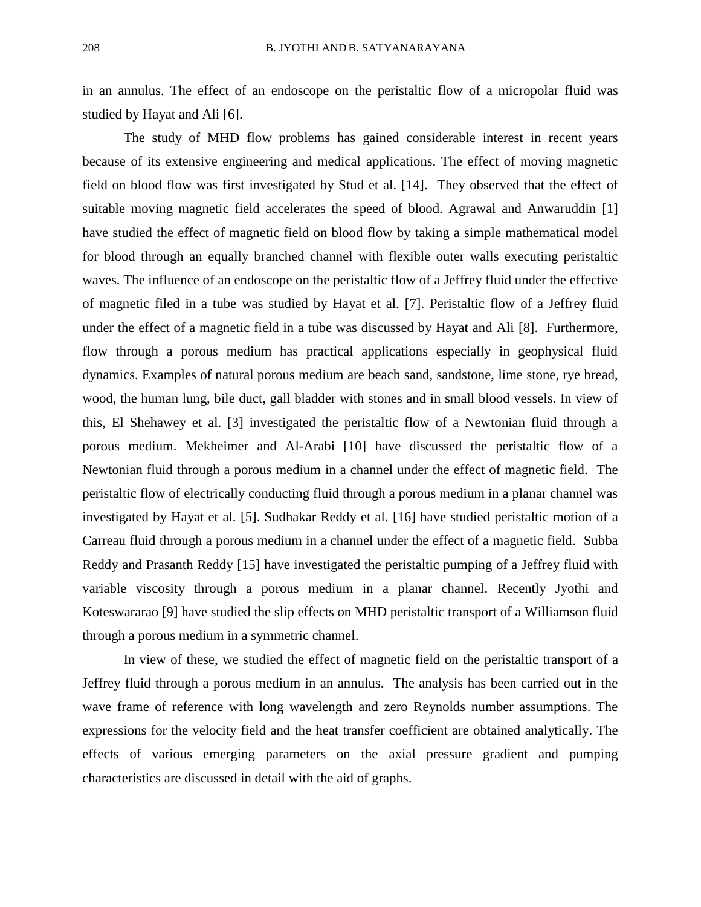in an annulus. The effect of an endoscope on the peristaltic flow of a micropolar fluid was studied by Hayat and Ali [6].

The study of MHD flow problems has gained considerable interest in recent years because of its extensive engineering and medical applications. The effect of moving magnetic field on blood flow was first investigated by Stud et al. [14]. They observed that the effect of suitable moving magnetic field accelerates the speed of blood. Agrawal and Anwaruddin [1] have studied the effect of magnetic field on blood flow by taking a simple mathematical model for blood through an equally branched channel with flexible outer walls executing peristaltic waves. The influence of an endoscope on the peristaltic flow of a Jeffrey fluid under the effective of magnetic filed in a tube was studied by Hayat et al. [7]. Peristaltic flow of a Jeffrey fluid under the effect of a magnetic field in a tube was discussed by Hayat and Ali [8]. Furthermore, flow through a porous medium has practical applications especially in geophysical fluid dynamics. Examples of natural porous medium are beach sand, sandstone, lime stone, rye bread, wood, the human lung, bile duct, gall bladder with stones and in small blood vessels. In view of this, El Shehawey et al. [3] investigated the peristaltic flow of a Newtonian fluid through a porous medium. Mekheimer and Al-Arabi [10] have discussed the peristaltic flow of a Newtonian fluid through a porous medium in a channel under the effect of magnetic field. The peristaltic flow of electrically conducting fluid through a porous medium in a planar channel was investigated by Hayat et al. [5]. Sudhakar Reddy et al. [16] have studied peristaltic motion of a Carreau fluid through a porous medium in a channel under the effect of a magnetic field. Subba Reddy and Prasanth Reddy [15] have investigated the peristaltic pumping of a Jeffrey fluid with variable viscosity through a porous medium in a planar channel. Recently Jyothi and Koteswararao [9] have studied the slip effects on MHD peristaltic transport of a Williamson fluid through a porous medium in a symmetric channel.

In view of these, we studied the effect of magnetic field on the peristaltic transport of a Jeffrey fluid through a porous medium in an annulus. The analysis has been carried out in the wave frame of reference with long wavelength and zero Reynolds number assumptions. The expressions for the velocity field and the heat transfer coefficient are obtained analytically. The effects of various emerging parameters on the axial pressure gradient and pumping characteristics are discussed in detail with the aid of graphs.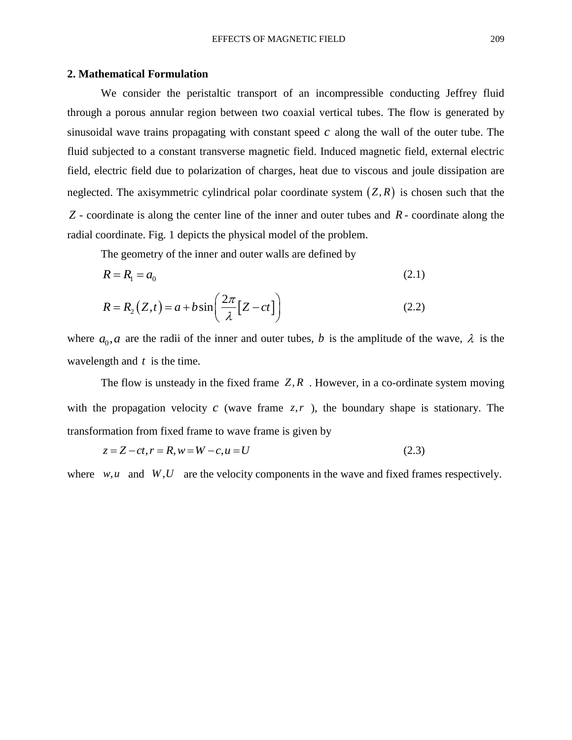## 2. Mathematical Formulation

We consider the peristaltic transport of an incompressible conducting Jeffrey fluid through a porous annular region between two coaxial vertical tubes. The flow is generated by sinusoidal wave trains propagating with constant speed $c$ along the wall of the outer tube. The fluid subjected to a constant transverse magnetic field. Induced magnetic field, external electric field, electric field due to polarization of charges, heat due to viscous and joule dissipation are neglected. The axisymmetric cylindrical polar coordinate system $(Z, R)$ is chosen such that the $Z$ - coordinate is along the center line of the inner and outer tubes and $R$ - coordinate along the radial coordinate. Fig. 1 depicts the physical model of the problem.

The geometry of the inner and outer walls are defined by

$$R = R_1 = a_0 \tag{2.1}$$

$$R = R_2(Z,t) = a + b\sin\left(\frac{2\pi}{\lambda}[Z - ct]\right) \tag{2.2}$$

where $a_0, a$ are the radii of the inner and outer tubes, $b$ is the amplitude of the wave, $\lambda$ is the wavelength and $t$ is the time.

The flow is unsteady in the fixed frame $Z, R$. However, in a co-ordinate system moving with the propagation velocity $c$ (wave frame $z, r$), the boundary shape is stationary. The transformation from fixed frame to wave frame is given by

$$z = Z - ct, r = R, w = W - c, u = U \tag{2.3}$$

where $w, u$ and $W, U$ are the velocity components in the wave and fixed frames respectively.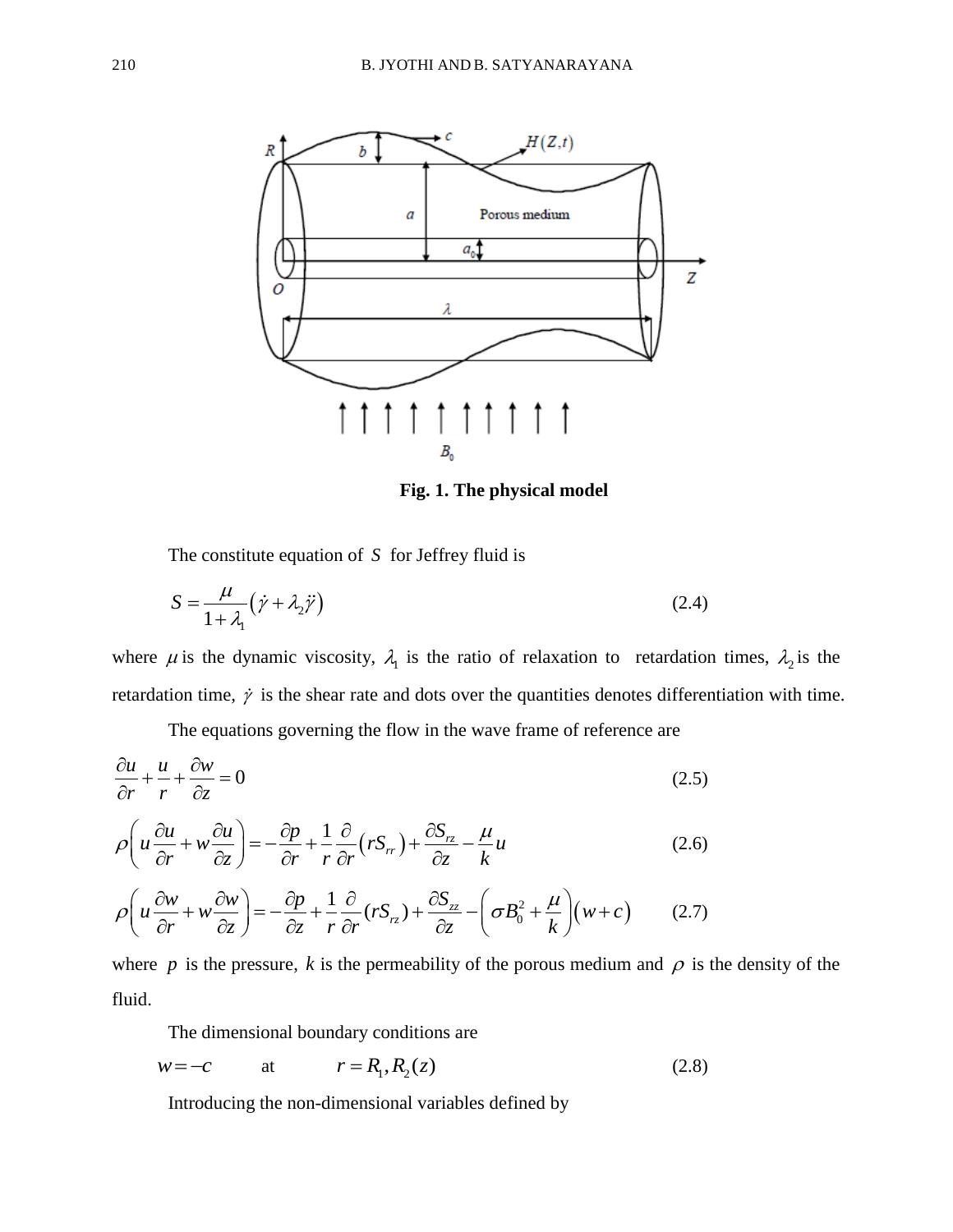**Fig. 1. The physical model**

The constitute equation of $S$ for Jeffrey fluid is

$$S = \frac{\mu}{1+\lambda_1}\left(\dot{\gamma} + \lambda_2 \ddot{\gamma}\right) \tag{2.4}$$

where $\mu$ is the dynamic viscosity, $\lambda_1$ is the ratio of relaxation to retardation times, $\lambda_2$ is the retardation time, $\dot{\gamma}$ is the shear rate and dots over the quantities denotes differentiation with time.

The equations governing the flow in the wave frame of reference are

$$\frac{\partial u}{\partial r} + \frac{u}{r} + \frac{\partial w}{\partial z} = 0 \tag{2.5}$$

$$\rho\left(u\frac{\partial u}{\partial r} + w\frac{\partial u}{\partial z}\right) = -\frac{\partial p}{\partial r} + \frac{1}{r}\frac{\partial}{\partial r}\left(rS_{rr}\right) + \frac{\partial S_{rz}}{\partial z} - \frac{\mu}{k}u \tag{2.6}$$

$$\rho\left(u\frac{\partial w}{\partial r} + w\frac{\partial w}{\partial z}\right) = -\frac{\partial p}{\partial z} + \frac{1}{r}\frac{\partial}{\partial r}(rS_{rz}) + \frac{\partial S_{zz}}{\partial z} - \left(\sigma B_0^2 + \frac{\mu}{k}\right)\left(w+c\right) \tag{2.7}$$

where $p$ is the pressure, $k$ is the permeability of the porous medium and $\rho$ is the density of the fluid.

The dimensional boundary conditions are

$$w = -c \qquad \text{at} \qquad r = R_1, R_2(z) \tag{2.8}$$

Introducing the non-dimensional variables defined by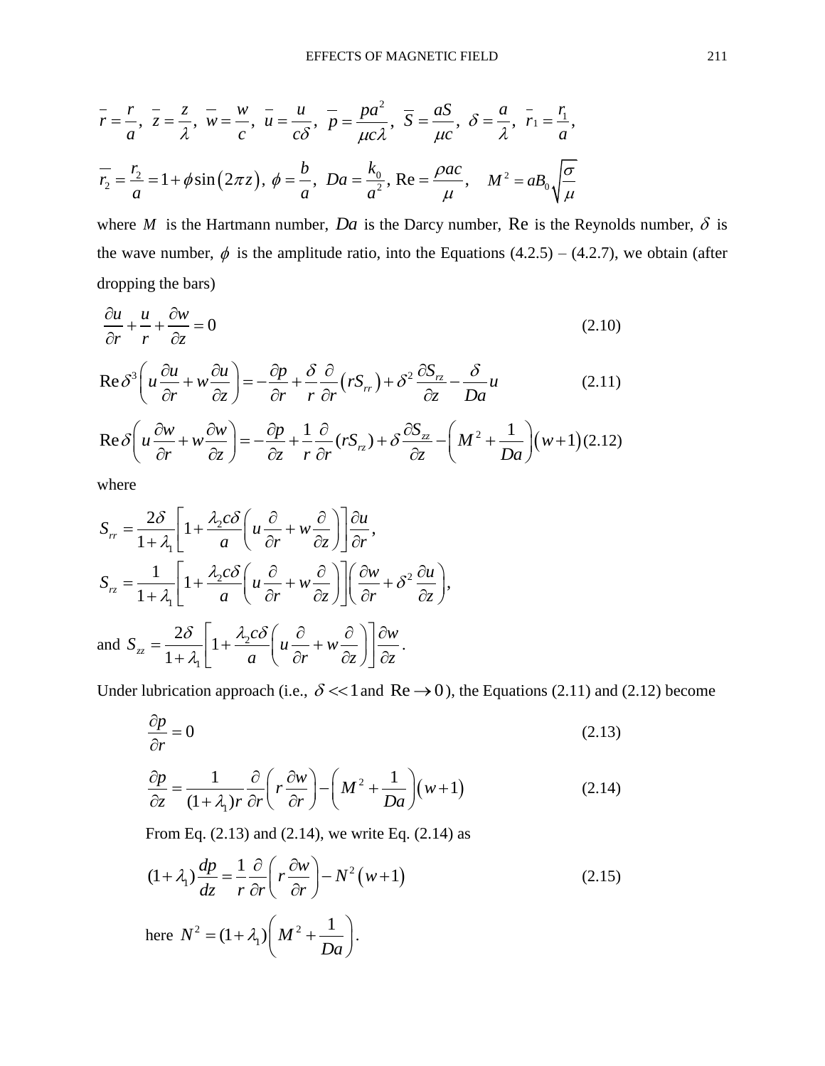$$\bar{r} = \frac{r}{a},\ \bar{z} = \frac{z}{\lambda},\ \bar{w} = \frac{w}{c},\ \bar{u} = \frac{u}{c\delta},\ \bar{p} = \frac{pa^2}{\mu c\lambda},\ \bar{S} = \frac{aS}{\mu c},\ \delta = \frac{a}{\lambda},\ \bar{r}_1 = \frac{r_1}{a},$$

$$\bar{r}_2 = \frac{r_2}{a} = 1 + \phi\sin(2\pi z),\ \phi = \frac{b}{a},\ Da = \frac{k_0}{a^2},\ \mathrm{Re} = \frac{\rho a c}{\mu},\quad M^2 = aB_0\sqrt{\frac{\sigma}{\mu}}$$

where $M$ is the Hartmann number, $Da$ is the Darcy number, $\mathrm{Re}$ is the Reynolds number, $\delta$ is the wave number, $\phi$ is the amplitude ratio, into the Equations (4.2.5) – (4.2.7), we obtain (after dropping the bars)

$$\frac{\partial u}{\partial r} + \frac{u}{r} + \frac{\partial w}{\partial z} = 0 \tag{2.10}$$

$$\mathrm{Re}\,\delta^3\left(u\frac{\partial u}{\partial r} + w\frac{\partial u}{\partial z}\right) = -\frac{\partial p}{\partial r} + \frac{\delta}{r}\frac{\partial}{\partial r}\left(rS_{rr}\right) + \delta^2\frac{\partial S_{rz}}{\partial z} - \frac{\delta}{Da}u \tag{2.11}$$

$$\mathrm{Re}\,\delta\left(u\frac{\partial w}{\partial r} + w\frac{\partial w}{\partial z}\right) = -\frac{\partial p}{\partial z} + \frac{1}{r}\frac{\partial}{\partial r}(rS_{rz}) + \delta\frac{\partial S_{zz}}{\partial z} - \left(M^2 + \frac{1}{Da}\right)(w+1) \tag{2.12}$$

where

$$S_{rr} = \frac{2\delta}{1+\lambda_1}\left[1 + \frac{\lambda_2 c\delta}{a}\left(u\frac{\partial}{\partial r} + w\frac{\partial}{\partial z}\right)\right]\frac{\partial u}{\partial r},$$

$$S_{rz} = \frac{1}{1+\lambda_1}\left[1 + \frac{\lambda_2 c\delta}{a}\left(u\frac{\partial}{\partial r} + w\frac{\partial}{\partial z}\right)\right]\left(\frac{\partial w}{\partial r} + \delta^2\frac{\partial u}{\partial z}\right),$$

and $S_{zz} = \dfrac{2\delta}{1+\lambda_1}\left[1 + \dfrac{\lambda_2 c\delta}{a}\left(u\dfrac{\partial}{\partial r} + w\dfrac{\partial}{\partial z}\right)\right]\dfrac{\partial w}{\partial z}.$

Under lubrication approach (i.e., $\delta \ll 1$ and $\mathrm{Re} \to 0$), the Equations (2.11) and (2.12) become

$$\frac{\partial p}{\partial r} = 0 \tag{2.13}$$

$$\frac{\partial p}{\partial z} = \frac{1}{(1+\lambda_1)r}\frac{\partial}{\partial r}\left(r\frac{\partial w}{\partial r}\right) - \left(M^2 + \frac{1}{Da}\right)(w+1) \tag{2.14}$$

From Eq. (2.13) and (2.14), we write Eq. (2.14) as

$$(1+\lambda_1)\frac{dp}{dz} = \frac{1}{r}\frac{\partial}{\partial r}\left(r\frac{\partial w}{\partial r}\right) - N^2(w+1) \tag{2.15}$$

here $N^2 = (1+\lambda_1)\left(M^2 + \dfrac{1}{Da}\right)$.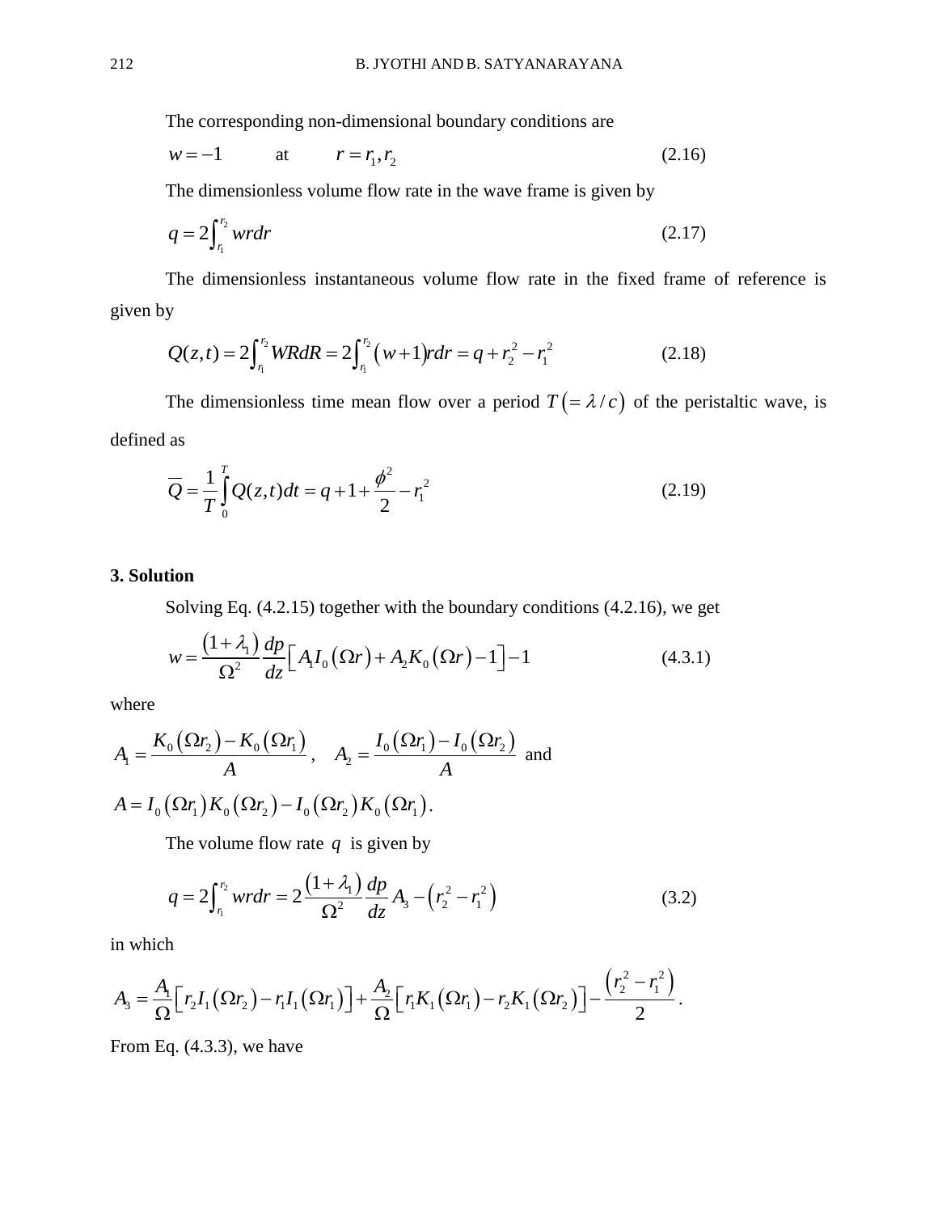The corresponding non-dimensional boundary conditions are

$$w = -1 \quad \text{at} \quad r = r_1, r_2 \tag{2.16}$$

The dimensionless volume flow rate in the wave frame is given by

$$q = 2\int_{r_1}^{r_2} wrdr \tag{2.17}$$

The dimensionless instantaneous volume flow rate in the fixed frame of reference is given by

$$Q(z,t) = 2\int_{r_1}^{r_2} WRdR = 2\int_{r_1}^{r_2} (w+1) rdr = q + r_2^2 - r_1^2 \tag{2.18}$$

The dimensionless time mean flow over a period $T\left(=\lambda / c\right)$ of the peristaltic wave, is defined as

$$\overline{Q} = \frac{1}{T}\int_0^T Q(z,t)dt = q + 1 + \frac{\phi^2}{2} - r_1^2 \tag{2.19}$$

## 3. Solution

Solving Eq. (4.2.15) together with the boundary conditions (4.2.16), we get

$$w = \frac{(1+\lambda_1)}{\Omega^2}\frac{dp}{dz}\left[A_1 I_0(\Omega r) + A_2 K_0(\Omega r) - 1\right] - 1 \tag{4.3.1}$$

where

$A_1 = \dfrac{K_0(\Omega r_2) - K_0(\Omega r_1)}{A}$, $\quad A_2 = \dfrac{I_0(\Omega r_1) - I_0(\Omega r_2)}{A}$ and

$A = I_0(\Omega r_1) K_0(\Omega r_2) - I_0(\Omega r_2) K_0(\Omega r_1)$.

The volume flow rate $q$ is given by

$$q = 2\int_{r_1}^{r_2} wrdr = 2\frac{(1+\lambda_1)}{\Omega^2}\frac{dp}{dz} A_3 - \left(r_2^2 - r_1^2\right) \tag{3.2}$$

in which

$$A_3 = \frac{A_1}{\Omega}\left[r_2 I_1(\Omega r_2) - r_1 I_1(\Omega r_1)\right] + \frac{A_2}{\Omega}\left[r_1 K_1(\Omega r_1) - r_2 K_1(\Omega r_2)\right] - \frac{\left(r_2^2 - r_1^2\right)}{2}.$$

From Eq. (4.3.3), we have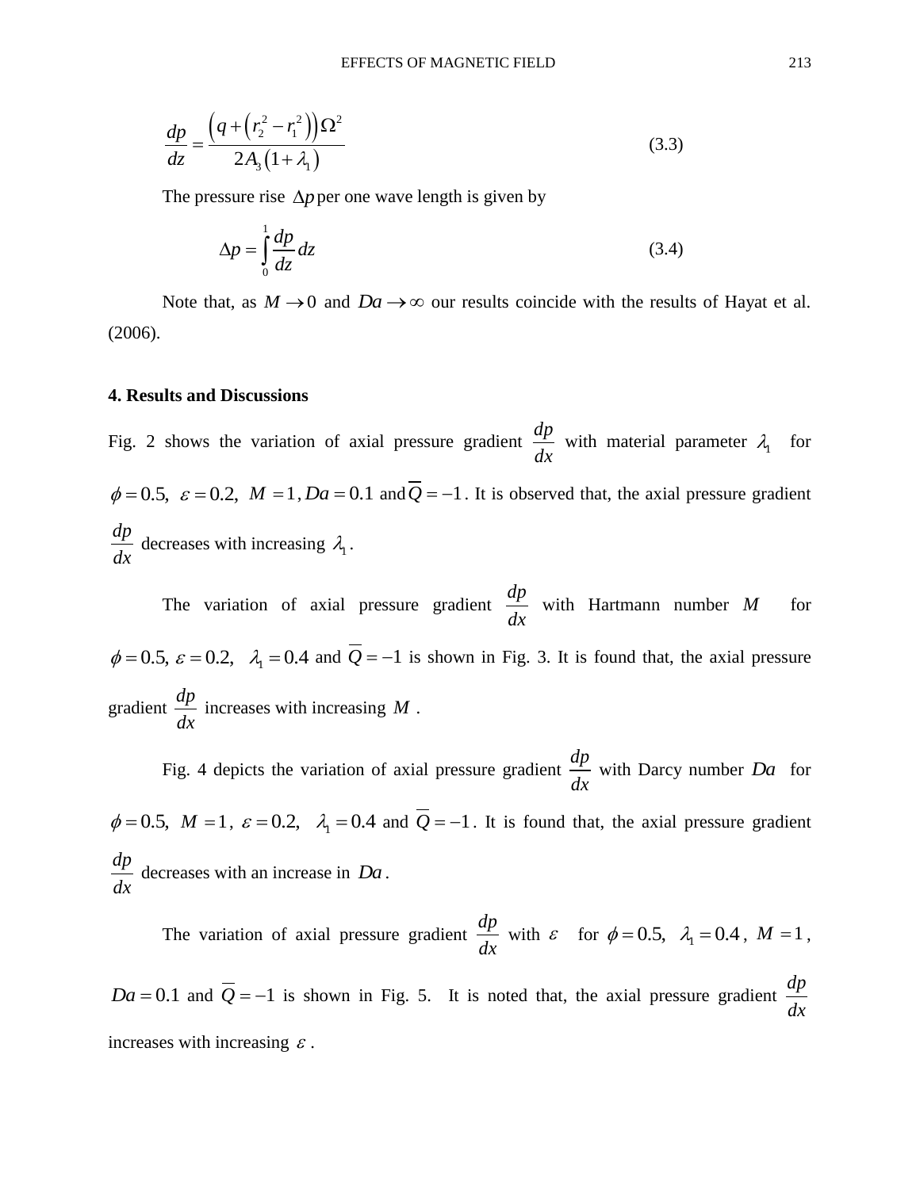$$\frac{dp}{dz} = \frac{\left(q + \left(r_2^2 - r_1^2\right)\right)\Omega^2}{2A_3\left(1+\lambda_1\right)} \tag{3.3}$$

The pressure rise $\Delta p$ per one wave length is given by

$$\Delta p = \int_0^1 \frac{dp}{dz} dz \tag{3.4}$$

Note that, as $M \to 0$ and $Da \to \infty$ our results coincide with the results of Hayat et al. (2006).

## 4. Results and Discussions

Fig. 2 shows the variation of axial pressure gradient $\frac{dp}{dx}$ with material parameter $\lambda_1$ for $\phi = 0.5,\ \varepsilon = 0.2,\ M = 1, Da = 0.1$ and $\overline{Q} = -1$. It is observed that, the axial pressure gradient $\frac{dp}{dx}$ decreases with increasing $\lambda_1$.

The variation of axial pressure gradient $\frac{dp}{dx}$ with Hartmann number $M$ for $\phi = 0.5,\ \varepsilon = 0.2,\ \lambda_1 = 0.4$ and $\overline{Q} = -1$ is shown in Fig. 3. It is found that, the axial pressure gradient $\frac{dp}{dx}$ increases with increasing $M$.

Fig. 4 depicts the variation of axial pressure gradient $\frac{dp}{dx}$ with Darcy number $Da$ for $\phi = 0.5,\ M = 1,\ \varepsilon = 0.2,\ \lambda_1 = 0.4$ and $\overline{Q} = -1$. It is found that, the axial pressure gradient $\frac{dp}{dx}$ decreases with an increase in $Da$.

The variation of axial pressure gradient $\frac{dp}{dx}$ with $\varepsilon$ for $\phi = 0.5,\ \lambda_1 = 0.4,\ M = 1$, $Da = 0.1$ and $\overline{Q} = -1$ is shown in Fig. 5. It is noted that, the axial pressure gradient $\frac{dp}{dx}$ increases with increasing $\varepsilon$.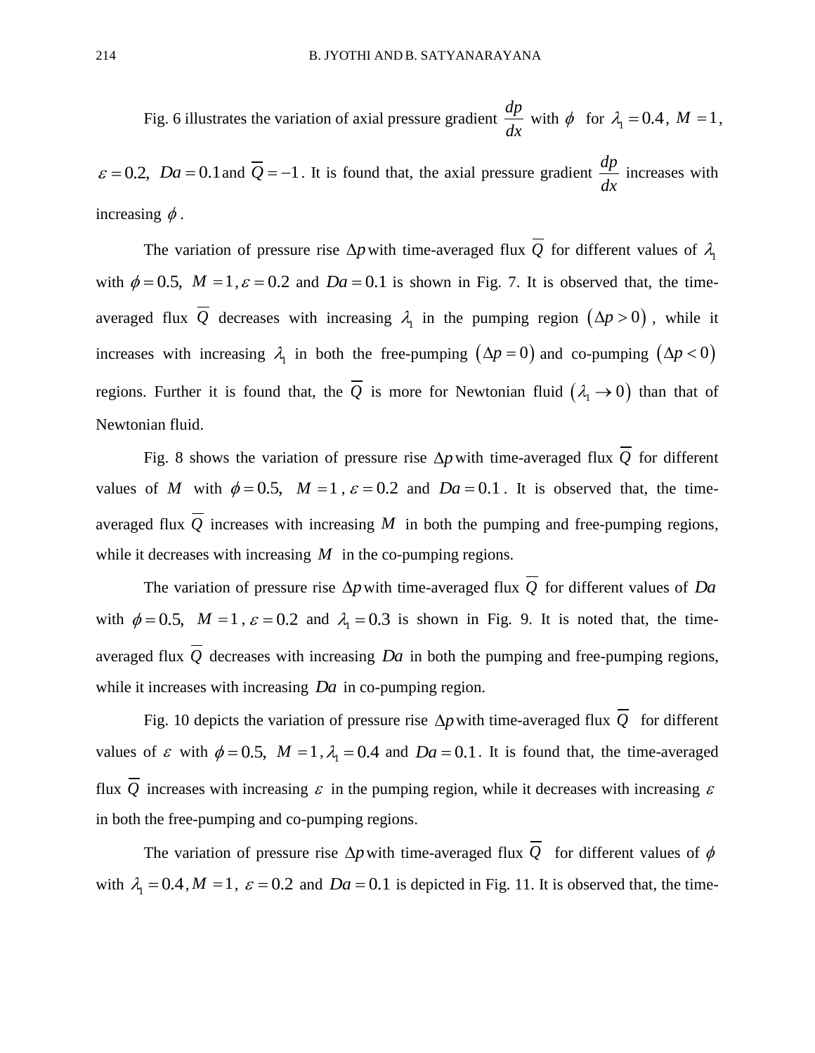Fig. 6 illustrates the variation of axial pressure gradient $\frac{dp}{dx}$ with $\phi$ for $\lambda_1 = 0.4$, $M = 1$, $\varepsilon = 0.2$, $Da = 0.1$ and $\overline{Q} = -1$. It is found that, the axial pressure gradient $\frac{dp}{dx}$ increases with increasing $\phi$.

The variation of pressure rise $\Delta p$ with time-averaged flux $\overline{Q}$ for different values of $\lambda_1$ with $\phi = 0.5$, $M = 1$, $\varepsilon = 0.2$ and $Da = 0.1$ is shown in Fig. 7. It is observed that, the time-averaged flux $\overline{Q}$ decreases with increasing $\lambda_1$ in the pumping region $(\Delta p > 0)$, while it increases with increasing $\lambda_1$ in both the free-pumping $(\Delta p = 0)$ and co-pumping $(\Delta p < 0)$ regions. Further it is found that, the $\overline{Q}$ is more for Newtonian fluid $(\lambda_1 \to 0)$ than that of Newtonian fluid.

Fig. 8 shows the variation of pressure rise $\Delta p$ with time-averaged flux $\overline{Q}$ for different values of $M$ with $\phi = 0.5$, $M = 1$, $\varepsilon = 0.2$ and $Da = 0.1$. It is observed that, the time-averaged flux $\overline{Q}$ increases with increasing $M$ in both the pumping and free-pumping regions, while it decreases with increasing $M$ in the co-pumping regions.

The variation of pressure rise $\Delta p$ with time-averaged flux $\overline{Q}$ for different values of $Da$ with $\phi = 0.5$, $M = 1$, $\varepsilon = 0.2$ and $\lambda_1 = 0.3$ is shown in Fig. 9. It is noted that, the time-averaged flux $\overline{Q}$ decreases with increasing $Da$ in both the pumping and free-pumping regions, while it increases with increasing $Da$ in co-pumping region.

Fig. 10 depicts the variation of pressure rise $\Delta p$ with time-averaged flux $\overline{Q}$ for different values of $\varepsilon$ with $\phi = 0.5$, $M = 1$, $\lambda_1 = 0.4$ and $Da = 0.1$. It is found that, the time-averaged flux $\overline{Q}$ increases with increasing $\varepsilon$ in the pumping region, while it decreases with increasing $\varepsilon$ in both the free-pumping and co-pumping regions.

The variation of pressure rise $\Delta p$ with time-averaged flux $\overline{Q}$ for different values of $\phi$ with $\lambda_1 = 0.4$, $M = 1$, $\varepsilon = 0.2$ and $Da = 0.1$ is depicted in Fig. 11. It is observed that, the time-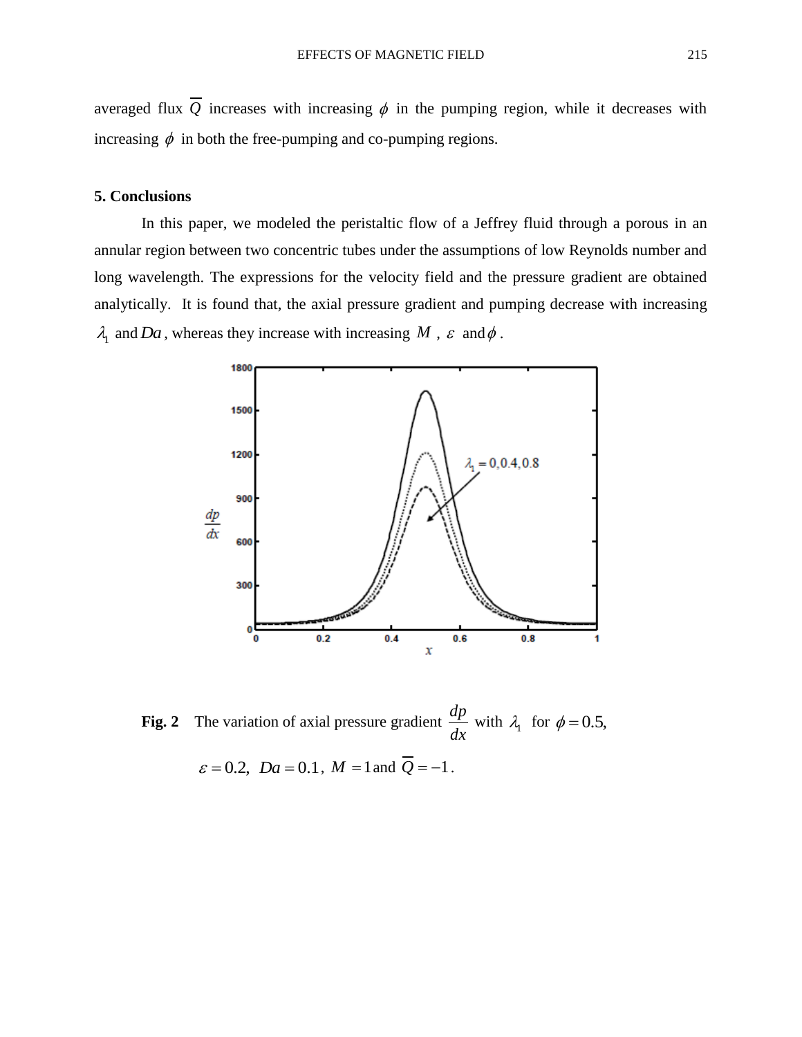averaged flux $\overline{Q}$ increases with increasing $\phi$ in the pumping region, while it decreases with increasing $\phi$ in both the free-pumping and co-pumping regions.

### 5. Conclusions

In this paper, we modeled the peristaltic flow of a Jeffrey fluid through a porous in an annular region between two concentric tubes under the assumptions of low Reynolds number and long wavelength. The expressions for the velocity field and the pressure gradient are obtained analytically. It is found that, the axial pressure gradient and pumping decrease with increasing $\lambda_1$ and $Da$, whereas they increase with increasing $M$, $\varepsilon$ and $\phi$.

**Fig. 2** The variation of axial pressure gradient $\frac{dp}{dx}$ with $\lambda_1$ for $\phi = 0.5$, $\varepsilon = 0.2$, $Da = 0.1$, $M = 1$ and $\overline{Q} = -1$.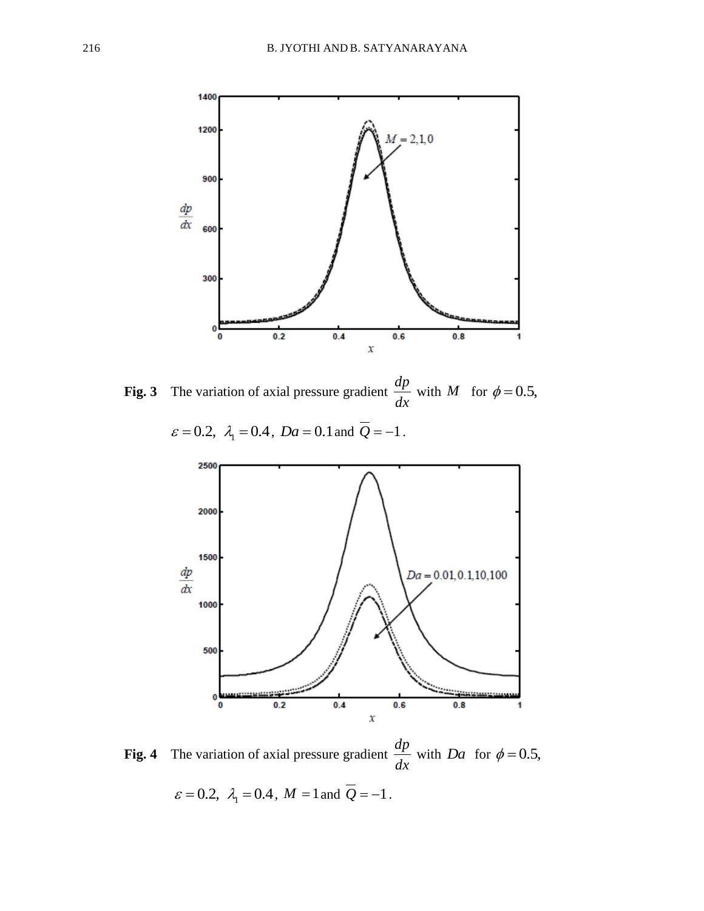**Fig. 3** The variation of axial pressure gradient $\frac{dp}{dx}$ with $M$ for $\phi = 0.5$, $\varepsilon = 0.2$, $\lambda_1 = 0.4$, $Da = 0.1$ and $\overline{Q} = -1$.

**Fig. 4** The variation of axial pressure gradient $\frac{dp}{dx}$ with $Da$ for $\phi = 0.5$, $\varepsilon = 0.2$, $\lambda_1 = 0.4$, $M = 1$ and $\overline{Q} = -1$.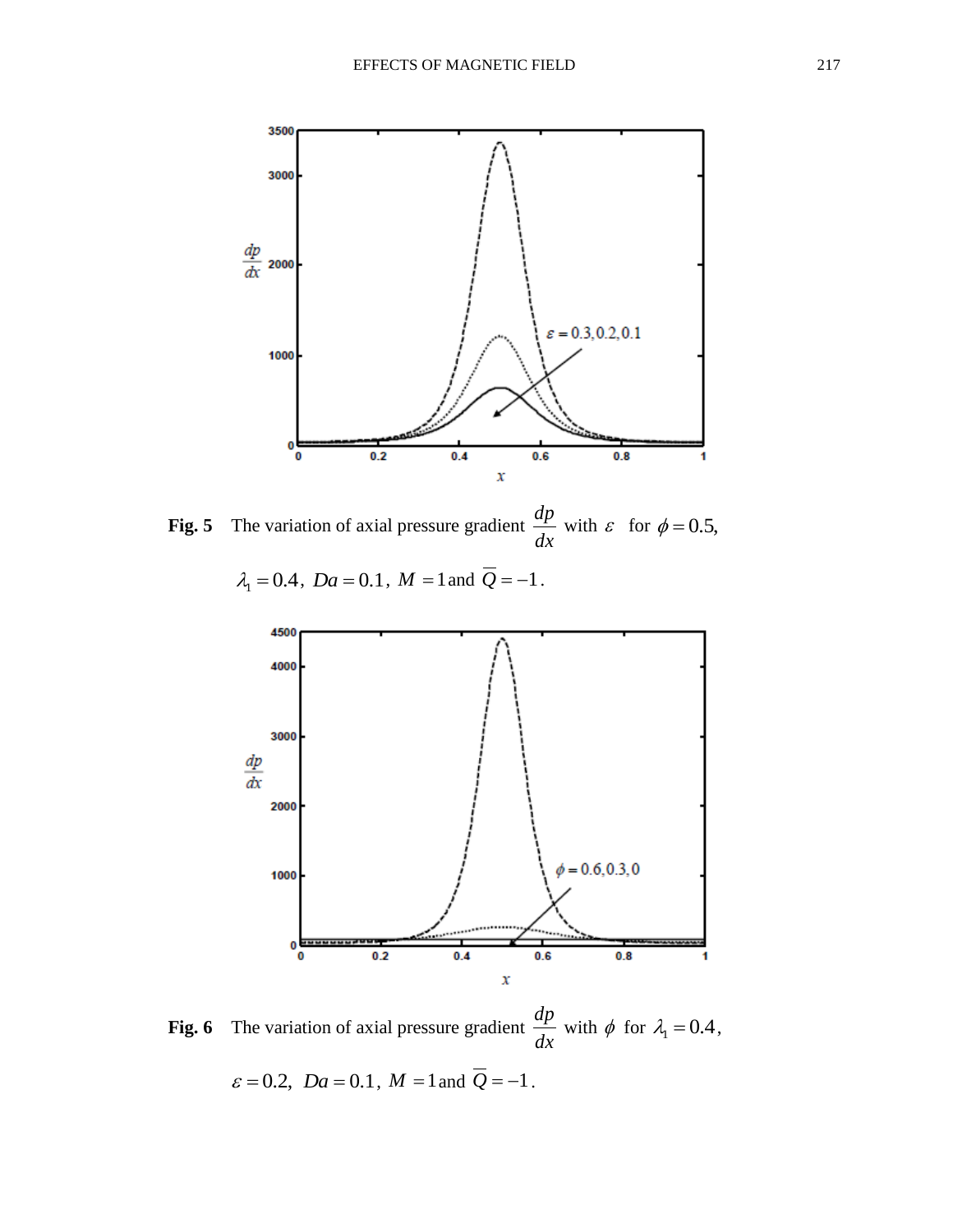**Fig. 5** The variation of axial pressure gradient $\frac{dp}{dx}$ with $\varepsilon$ for $\phi = 0.5$, $\lambda_1 = 0.4$, $Da = 0.1$, $M = 1$ and $\overline{Q} = -1$.

**Fig. 6** The variation of axial pressure gradient $\frac{dp}{dx}$ with $\phi$ for $\lambda_1 = 0.4$, $\varepsilon = 0.2$, $Da = 0.1$, $M = 1$ and $\overline{Q} = -1$.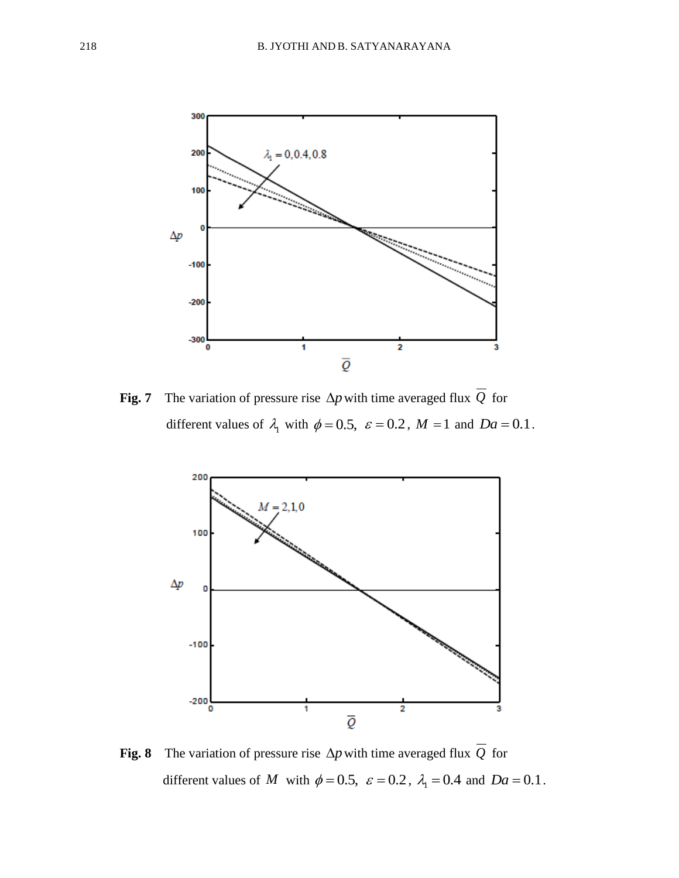**Fig. 7** The variation of pressure rise $\Delta p$ with time averaged flux $\overline{Q}$ for different values of $\lambda_1$ with $\phi = 0.5$, $\varepsilon = 0.2$, $M = 1$ and $Da = 0.1$.

**Fig. 8** The variation of pressure rise $\Delta p$ with time averaged flux $\overline{Q}$ for different values of $M$ with $\phi = 0.5$, $\varepsilon = 0.2$, $\lambda_1 = 0.4$ and $Da = 0.1$.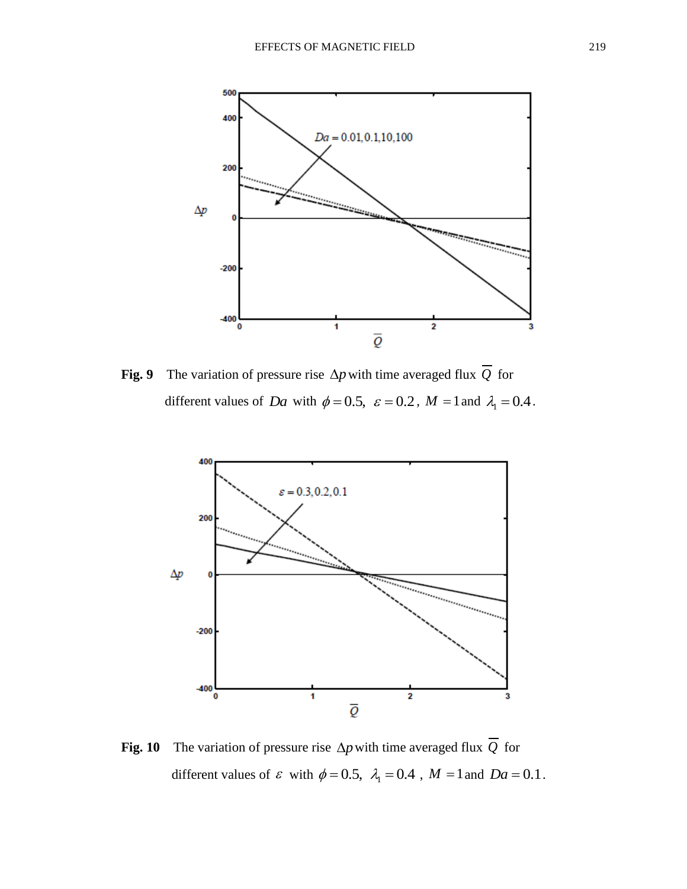**Fig. 9** The variation of pressure rise $\Delta p$ with time averaged flux $\overline{Q}$ for different values of $Da$ with $\phi = 0.5,\ \varepsilon = 0.2$, $M = 1$ and $\lambda_1 = 0.4$.

**Fig. 10** The variation of pressure rise $\Delta p$ with time averaged flux $\overline{Q}$ for different values of $\varepsilon$ with $\phi = 0.5,\ \lambda_1 = 0.4$, $M = 1$ and $Da = 0.1$.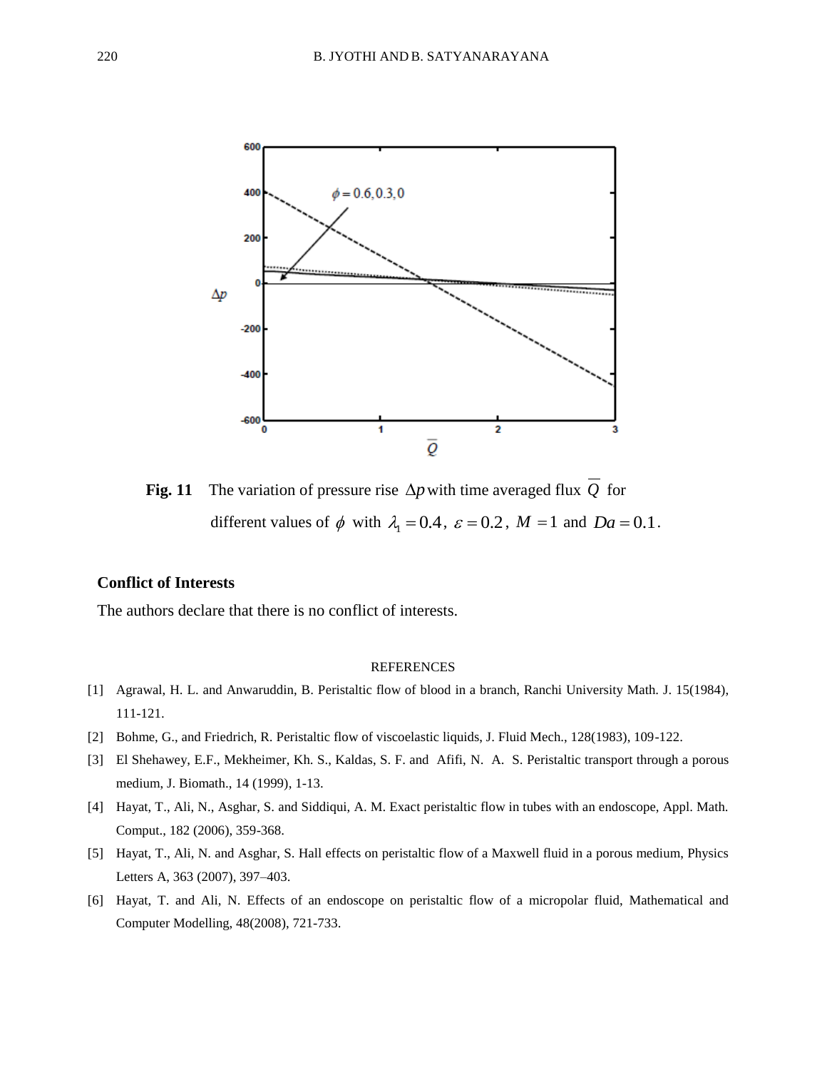**Fig. 11** The variation of pressure rise $\Delta p$ with time averaged flux $\overline{Q}$ for different values of $\phi$ with $\lambda_1 = 0.4$, $\varepsilon = 0.2$, $M = 1$ and $Da = 0.1$.

### Conflict of Interests

The authors declare that there is no conflict of interests.

## REFERENCES

[1] Agrawal, H. L. and Anwaruddin, B. Peristaltic flow of blood in a branch, Ranchi University Math. J. 15(1984), 111-121.

[2] Bohme, G., and Friedrich, R. Peristaltic flow of viscoelastic liquids, J. Fluid Mech., 128(1983), 109-122.

[3] El Shehawey, E.F., Mekheimer, Kh. S., Kaldas, S. F. and Afifi, N. A. S. Peristaltic transport through a porous medium, J. Biomath., 14 (1999), 1-13.

[4] Hayat, T., Ali, N., Asghar, S. and Siddiqui, A. M. Exact peristaltic flow in tubes with an endoscope, Appl. Math. Comput., 182 (2006), 359-368.

[5] Hayat, T., Ali, N. and Asghar, S. Hall effects on peristaltic flow of a Maxwell fluid in a porous medium, Physics Letters A, 363 (2007), 397–403.

[6] Hayat, T. and Ali, N. Effects of an endoscope on peristaltic flow of a micropolar fluid, Mathematical and Computer Modelling, 48(2008), 721-733.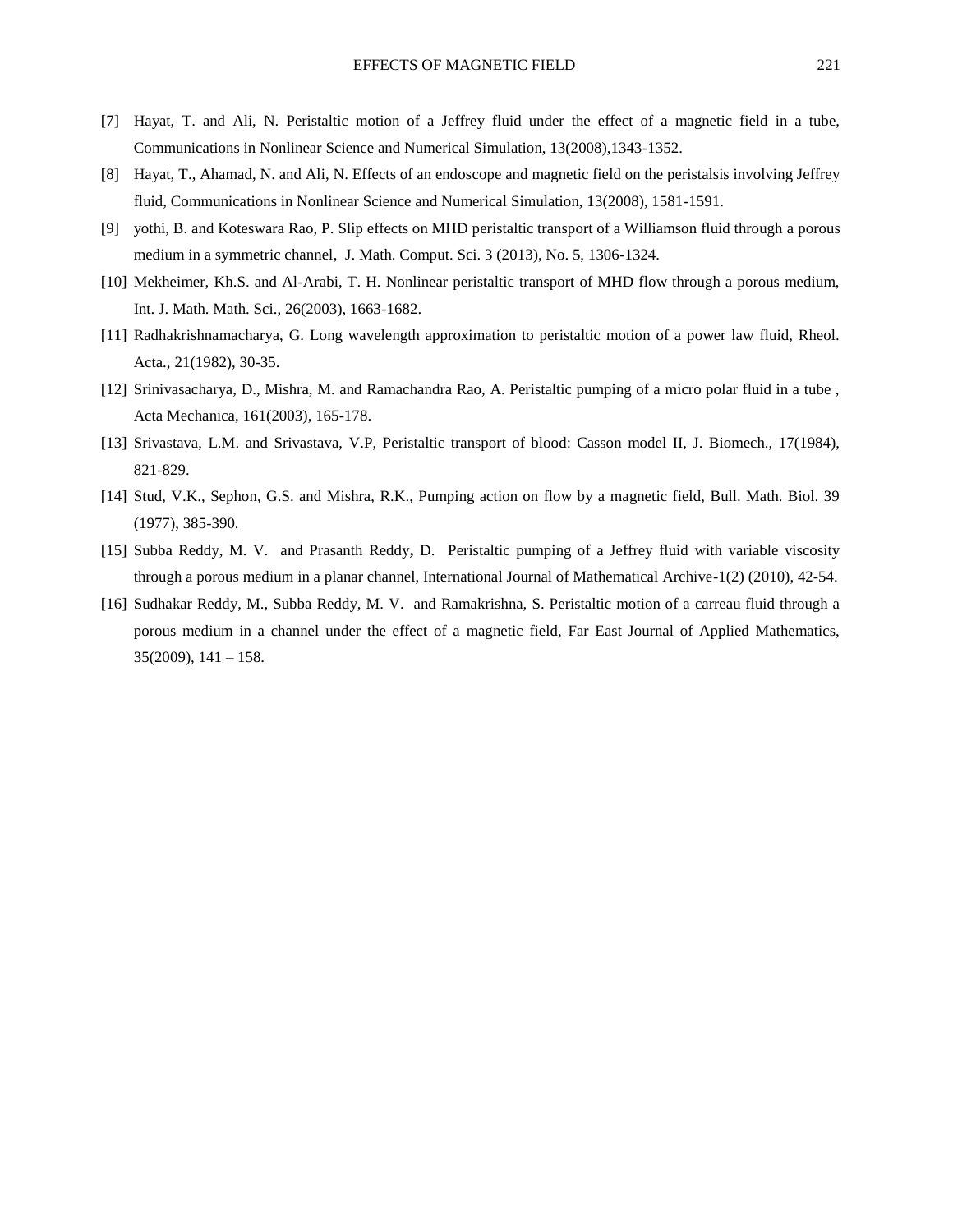[7] Hayat, T. and Ali, N. Peristaltic motion of a Jeffrey fluid under the effect of a magnetic field in a tube, Communications in Nonlinear Science and Numerical Simulation, 13(2008),1343-1352.

[8] Hayat, T., Ahamad, N. and Ali, N. Effects of an endoscope and magnetic field on the peristalsis involving Jeffrey fluid, Communications in Nonlinear Science and Numerical Simulation, 13(2008), 1581-1591.

[9] yothi, B. and Koteswara Rao, P. Slip effects on MHD peristaltic transport of a Williamson fluid through a porous medium in a symmetric channel, J. Math. Comput. Sci. 3 (2013), No. 5, 1306-1324.

[10] Mekheimer, Kh.S. and Al-Arabi, T. H. Nonlinear peristaltic transport of MHD flow through a porous medium, Int. J. Math. Math. Sci., 26(2003), 1663-1682.

[11] Radhakrishnamacharya, G. Long wavelength approximation to peristaltic motion of a power law fluid, Rheol. Acta., 21(1982), 30-35.

[12] Srinivasacharya, D., Mishra, M. and Ramachandra Rao, A. Peristaltic pumping of a micro polar fluid in a tube , Acta Mechanica, 161(2003), 165-178.

[13] Srivastava, L.M. and Srivastava, V.P, Peristaltic transport of blood: Casson model II, J. Biomech., 17(1984), 821-829.

[14] Stud, V.K., Sephon, G.S. and Mishra, R.K., Pumping action on flow by a magnetic field, Bull. Math. Biol. 39 (1977), 385-390.

[15] Subba Reddy, M. V. and Prasanth Reddy**,** D. Peristaltic pumping of a Jeffrey fluid with variable viscosity through a porous medium in a planar channel, International Journal of Mathematical Archive-1(2) (2010), 42-54.

[16] Sudhakar Reddy, M., Subba Reddy, M. V. and Ramakrishna, S. Peristaltic motion of a carreau fluid through a porous medium in a channel under the effect of a magnetic field, Far East Journal of Applied Mathematics, 35(2009), 141 – 158.